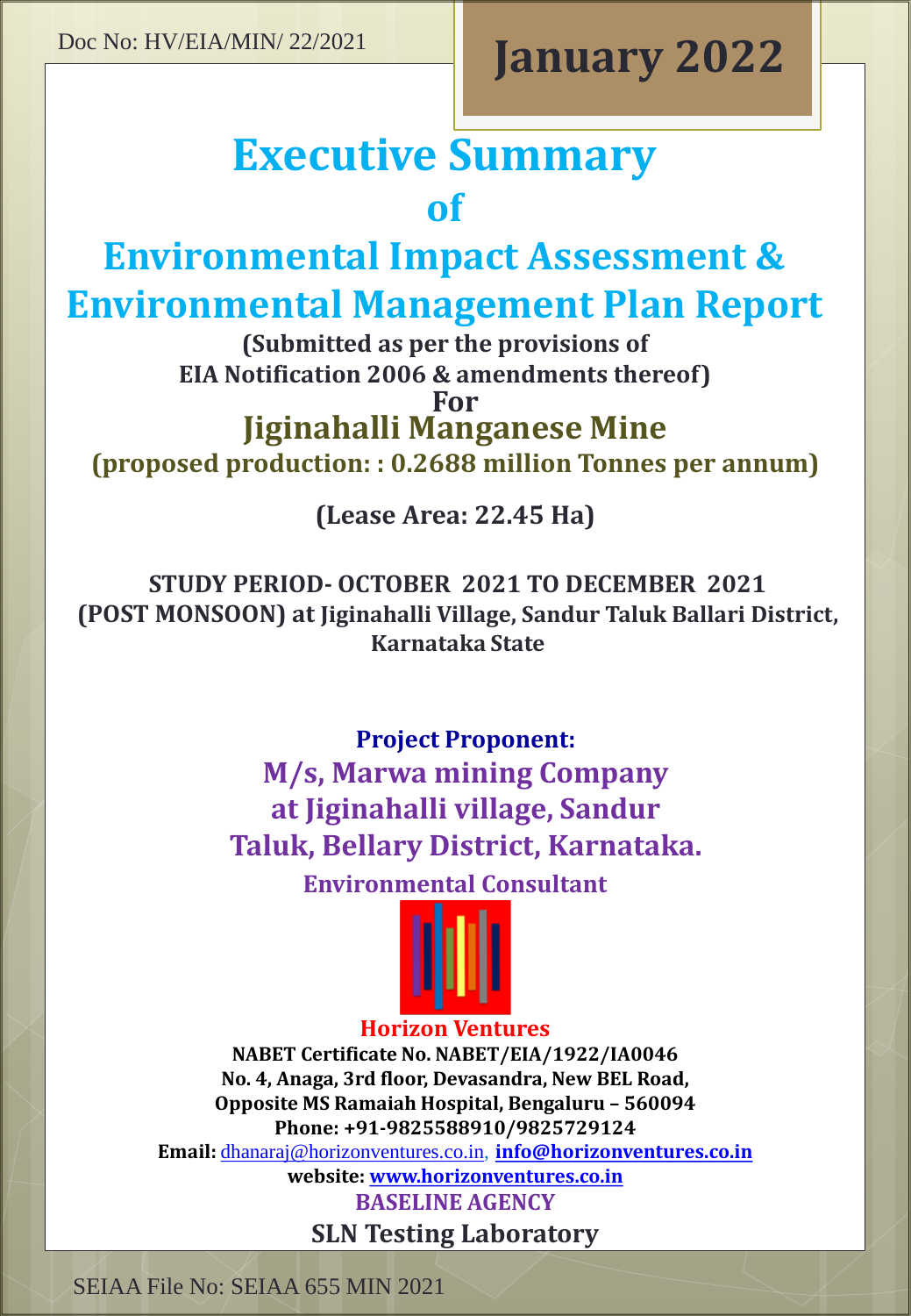Doc No: HV/EIA/MIN/ 22/2021

**January 2022**

# Executive Summary of Environmental Impact Assessment & Environmental Management Plan Report

**(Submitted as per the provisions of EIA Notification 2006 & amendments thereof)**

**For**

## Jiginahalli Manganese Mine

**(proposed production: : 0.2688 million Tonnes per annum)**

**(Lease Area: 22.45 Ha)**

**STUDY PERIOD- OCTOBER 2021 TO DECEMBER 2021 (POST MONSOON) at Jiginahalli Village, Sandur Taluk Ballari District, Karnataka State**

**Project Proponent:**

**M/s, Marwa mining Company at Jiginahalli village, Sandur Taluk, Bellary District, Karnataka.**

**Environmental Consultant**

**Horizon Ventures**

**NABET Certificate No. NABET/EIA/1922/IA0046**
**No. 4, Anaga, 3rd floor, Devasandra, New BEL Road, Opposite MS Ramaiah Hospital, Bengaluru – 560094**
**Phone: +91-9825588910/9825729124**
**Email:** dhanaraj@horizonventures.co.in, **info@horizonventures.co.in**
**website: www.horizonventures.co.in**

**BASELINE AGENCY**

**SLN Testing Laboratory**

SEIAA File No: SEIAA 655 MIN 2021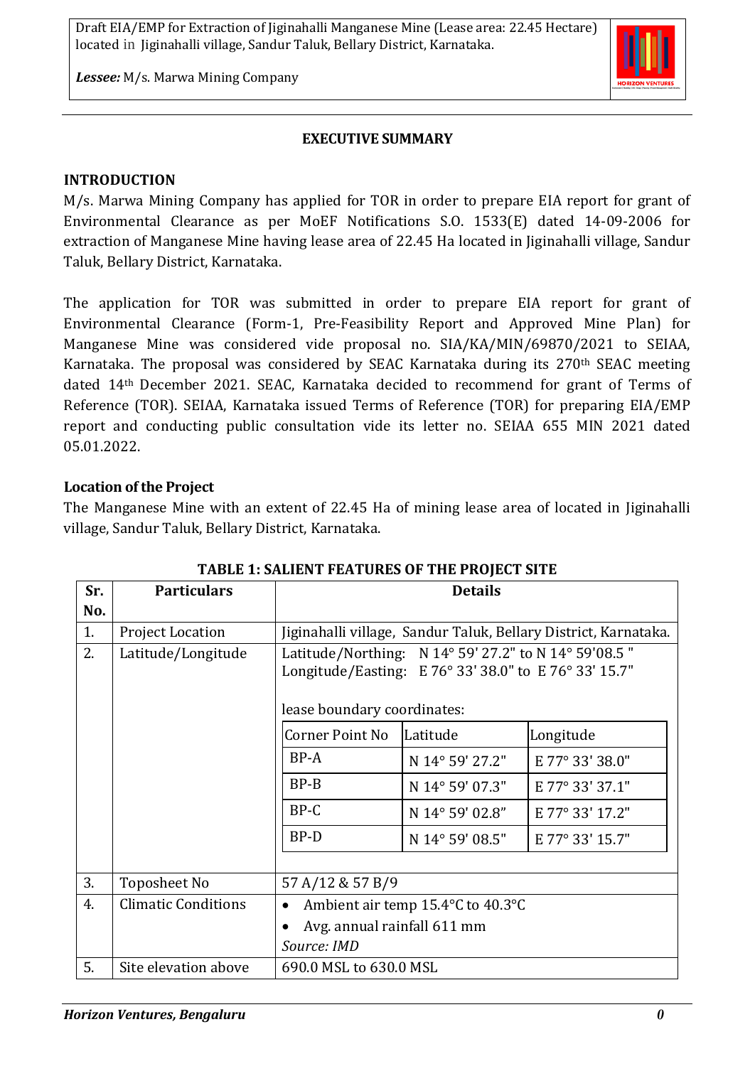## EXECUTIVE SUMMARY

### INTRODUCTION

M/s. Marwa Mining Company has applied for TOR in order to prepare EIA report for grant of Environmental Clearance as per MoEF Notifications S.O. 1533(E) dated 14-09-2006 for extraction of Manganese Mine having lease area of 22.45 Ha located in Jiginahalli village, Sandur Taluk, Bellary District, Karnataka.

The application for TOR was submitted in order to prepare EIA report for grant of Environmental Clearance (Form-1, Pre-Feasibility Report and Approved Mine Plan) for Manganese Mine was considered vide proposal no. SIA/KA/MIN/69870/2021 to SEIAA, Karnataka. The proposal was considered by SEAC Karnataka during its 270th SEAC meeting dated 14th December 2021. SEAC, Karnataka decided to recommend for grant of Terms of Reference (TOR). SEIAA, Karnataka issued Terms of Reference (TOR) for preparing EIA/EMP report and conducting public consultation vide its letter no. SEIAA 655 MIN 2021 dated 05.01.2022.

### Location of the Project

The Manganese Mine with an extent of 22.45 Ha of mining lease area of located in Jiginahalli village, Sandur Taluk, Bellary District, Karnataka.

**TABLE 1: SALIENT FEATURES OF THE PROJECT SITE**

| Sr. No. | Particulars | Details |
|---|---|---|
| 1. | Project Location | Jiginahalli village, Sandur Taluk, Bellary District, Karnataka. |
| 2. | Latitude/Longitude | Latitude/Northing: N 14° 59' 27.2" to N 14° 59'08.5 "<br>Longitude/Easting: E 76° 33' 38.0" to E 76° 33' 15.7"<br><br>lease boundary coordinates:<br>Corner Point No / Latitude / Longitude<br>BP-A / N 14° 59' 27.2" / E 77° 33' 38.0"<br>BP-B / N 14° 59' 07.3" / E 77° 33' 37.1"<br>BP-C / N 14° 59' 02.8" / E 77° 33' 17.2"<br>BP-D / N 14° 59' 08.5" / E 77° 33' 15.7" |
| 3. | Toposheet No | 57 A/12 & 57 B/9 |
| 4. | Climatic Conditions | • Ambient air temp 15.4°C to 40.3°C<br>• Avg. annual rainfall 611 mm<br>*Source: IMD* |
| 5. | Site elevation above | 690.0 MSL to 630.0 MSL |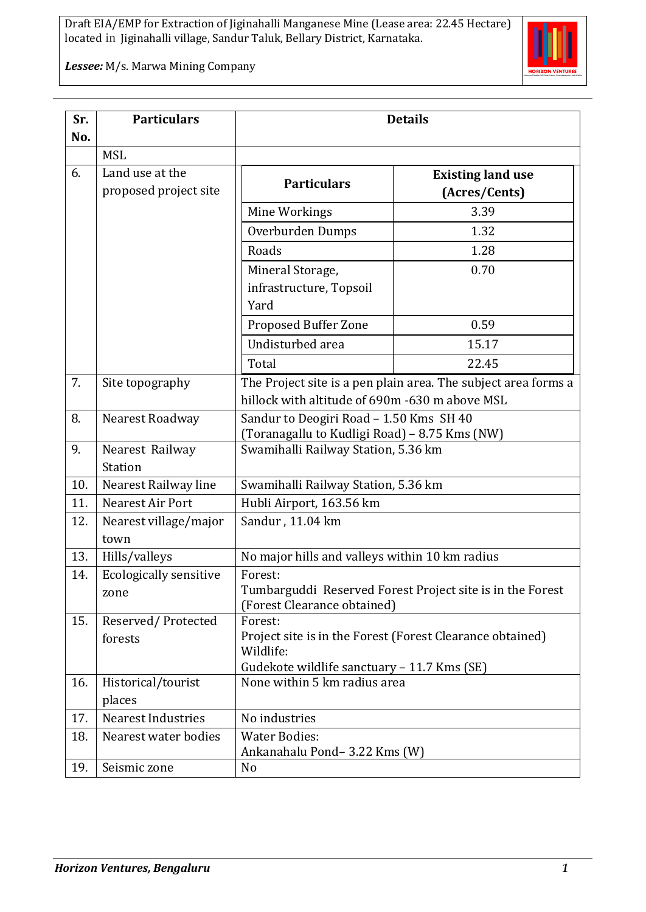| Sr. No. | Particulars | Details |
|---|---|---|
| | MSL | |
| 6. | Land use at the proposed project site | **Particulars** / **Existing land use (Acres/Cents)**<br>Mine Workings: 3.39<br>Overburden Dumps: 1.32<br>Roads: 1.28<br>Mineral Storage, infrastructure, Topsoil Yard: 0.70<br>Proposed Buffer Zone: 0.59<br>Undisturbed area: 15.17<br>Total: 22.45 |
| 7. | Site topography | The Project site is a pen plain area. The subject area forms a hillock with altitude of 690m -630 m above MSL |
| 8. | Nearest Roadway | Sandur to Deogiri Road – 1.50 Kms SH 40 (Toranagallu to Kudligi Road) – 8.75 Kms (NW) |
| 9. | Nearest Railway Station | Swamihalli Railway Station, 5.36 km |
| 10. | Nearest Railway line | Swamihalli Railway Station, 5.36 km |
| 11. | Nearest Air Port | Hubli Airport, 163.56 km |
| 12. | Nearest village/major town | Sandur , 11.04 km |
| 13. | Hills/valleys | No major hills and valleys within 10 km radius |
| 14. | Ecologically sensitive zone | Forest:<br>Tumbarguddi Reserved Forest Project site is in the Forest (Forest Clearance obtained) |
| 15. | Reserved/ Protected forests | Forest:<br>Project site is in the Forest (Forest Clearance obtained)<br>Wildlife:<br>Gudekote wildlife sanctuary – 11.7 Kms (SE) |
| 16. | Historical/tourist places | None within 5 km radius area |
| 17. | Nearest Industries | No industries |
| 18. | Nearest water bodies | Water Bodies:<br>Ankanahalu Pond– 3.22 Kms (W) |
| 19. | Seismic zone | No |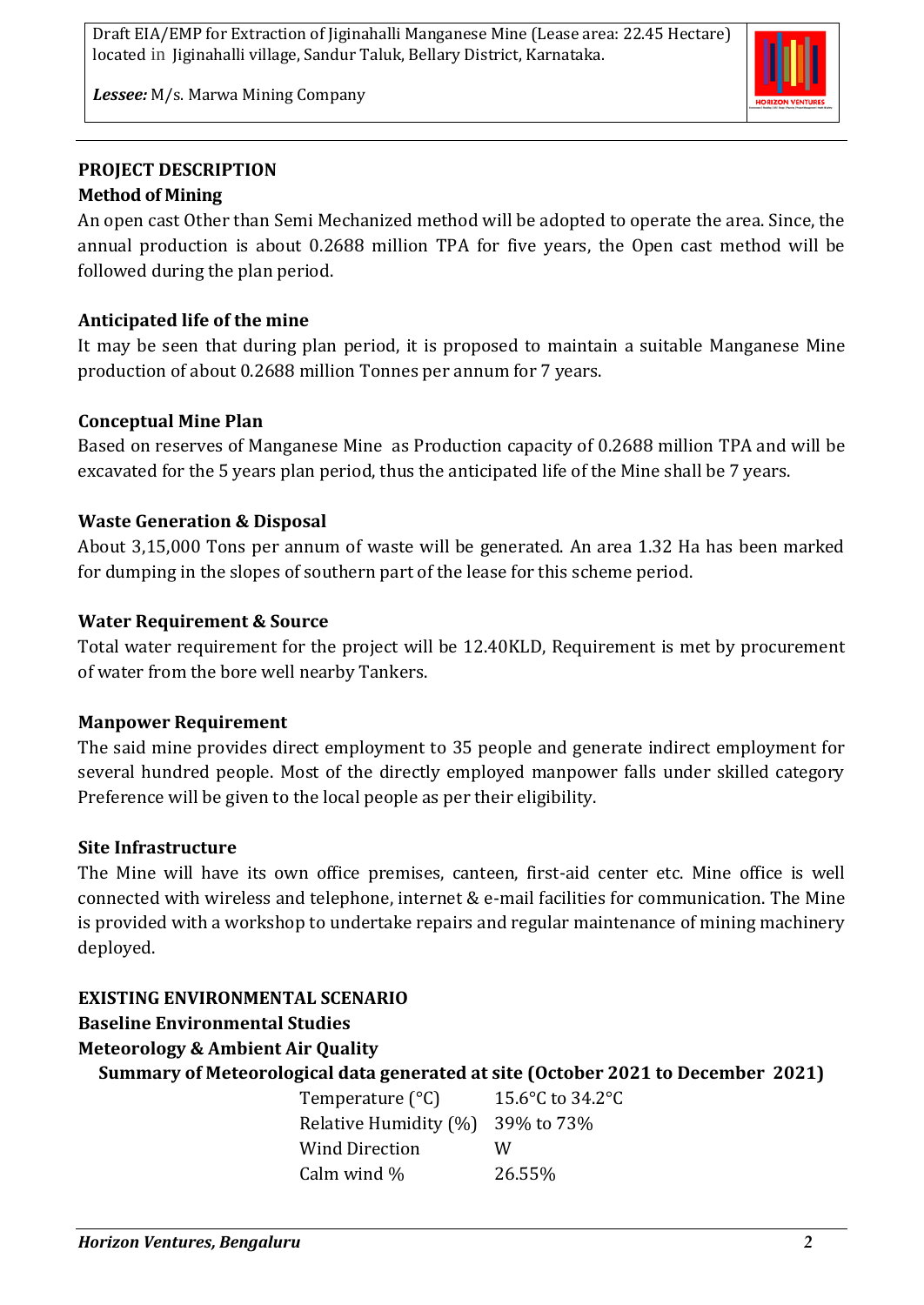## PROJECT DESCRIPTION

### Method of Mining

An open cast Other than Semi Mechanized method will be adopted to operate the area. Since, the annual production is about 0.2688 million TPA for five years, the Open cast method will be followed during the plan period.

### Anticipated life of the mine

It may be seen that during plan period, it is proposed to maintain a suitable Manganese Mine production of about 0.2688 million Tonnes per annum for 7 years.

### Conceptual Mine Plan

Based on reserves of Manganese Mine as Production capacity of 0.2688 million TPA and will be excavated for the 5 years plan period, thus the anticipated life of the Mine shall be 7 years.

### Waste Generation & Disposal

About 3,15,000 Tons per annum of waste will be generated. An area 1.32 Ha has been marked for dumping in the slopes of southern part of the lease for this scheme period.

### Water Requirement & Source

Total water requirement for the project will be 12.40KLD, Requirement is met by procurement of water from the bore well nearby Tankers.

### Manpower Requirement

The said mine provides direct employment to 35 people and generate indirect employment for several hundred people. Most of the directly employed manpower falls under skilled category Preference will be given to the local people as per their eligibility.

### Site Infrastructure

The Mine will have its own office premises, canteen, first-aid center etc. Mine office is well connected with wireless and telephone, internet & e-mail facilities for communication. The Mine is provided with a workshop to undertake repairs and regular maintenance of mining machinery deployed.

## EXISTING ENVIRONMENTAL SCENARIO

### Baseline Environmental Studies

### Meteorology & Ambient Air Quality

**Summary of Meteorological data generated at site (October 2021 to December 2021)**

| | |
|---|---|
| Temperature (°C) | 15.6°C to 34.2°C |
| Relative Humidity (%) | 39% to 73% |
| Wind Direction | W |
| Calm wind % | 26.55% |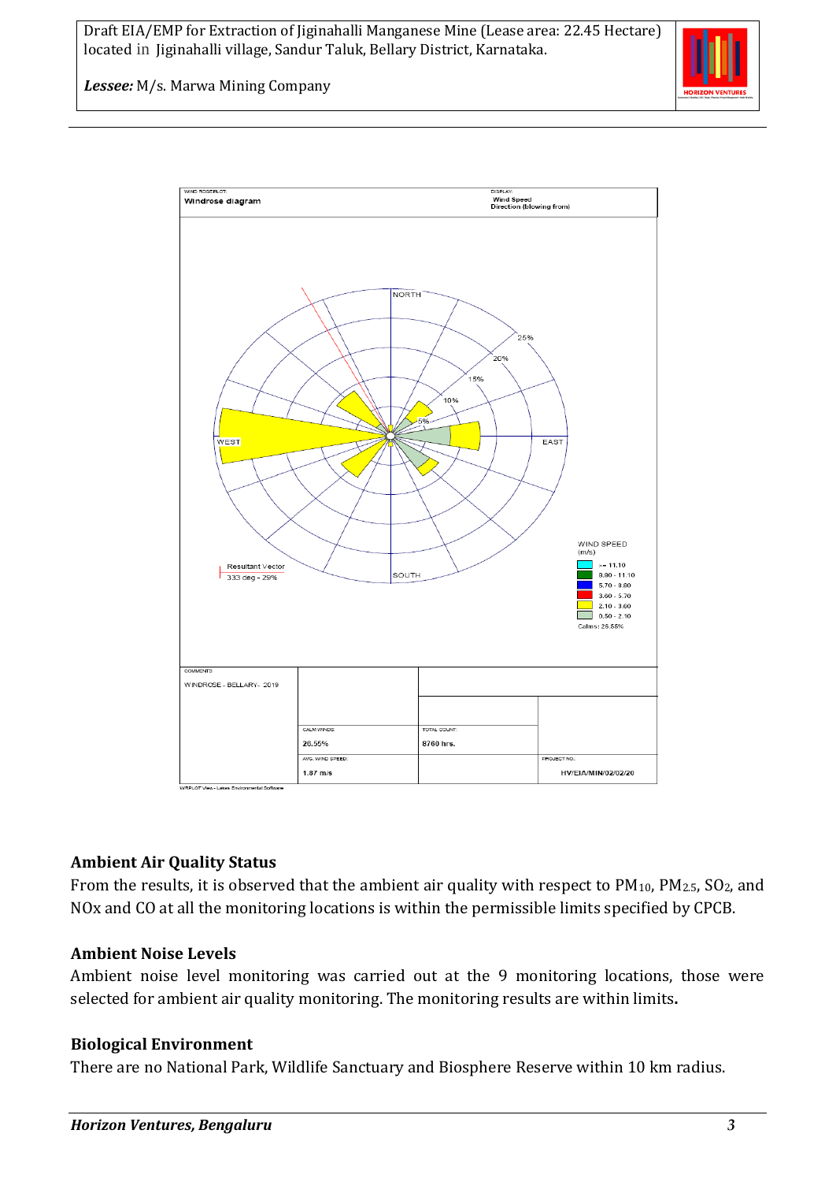WIND ROSE PLOT:
**Windrose diagram**

DISPLAY:
Wind Speed
Direction (blowing from)

Resultant Vector
333 deg - 29%

WIND SPEED (m/s)
- >= 11.10
- 8.80 - 11.10
- 5.70 - 8.80
- 3.60 - 5.70
- 2.10 - 3.60
- 0.50 - 2.10

Calms: 26.55%

| COMMENTS: | | |
|---|---|---|
| WINDROSE - BELLARY - 2019 | CALM WINDS: 26.55% | TOTAL COUNT: 8760 hrs. |
| | AVG. WIND SPEED: 1.87 m/s | PROJECT NO.: HV/EIA/MIN/02/02/20 |

WRPLOT View - Lakes Environmental Software

### Ambient Air Quality Status

From the results, it is observed that the ambient air quality with respect to $PM_{10}$, $PM_{2.5}$, $SO_2$, and NOx and CO at all the monitoring locations is within the permissible limits specified by CPCB.

### Ambient Noise Levels

Ambient noise level monitoring was carried out at the 9 monitoring locations, those were selected for ambient air quality monitoring. The monitoring results are within limits**.**

### Biological Environment

There are no National Park, Wildlife Sanctuary and Biosphere Reserve within 10 km radius.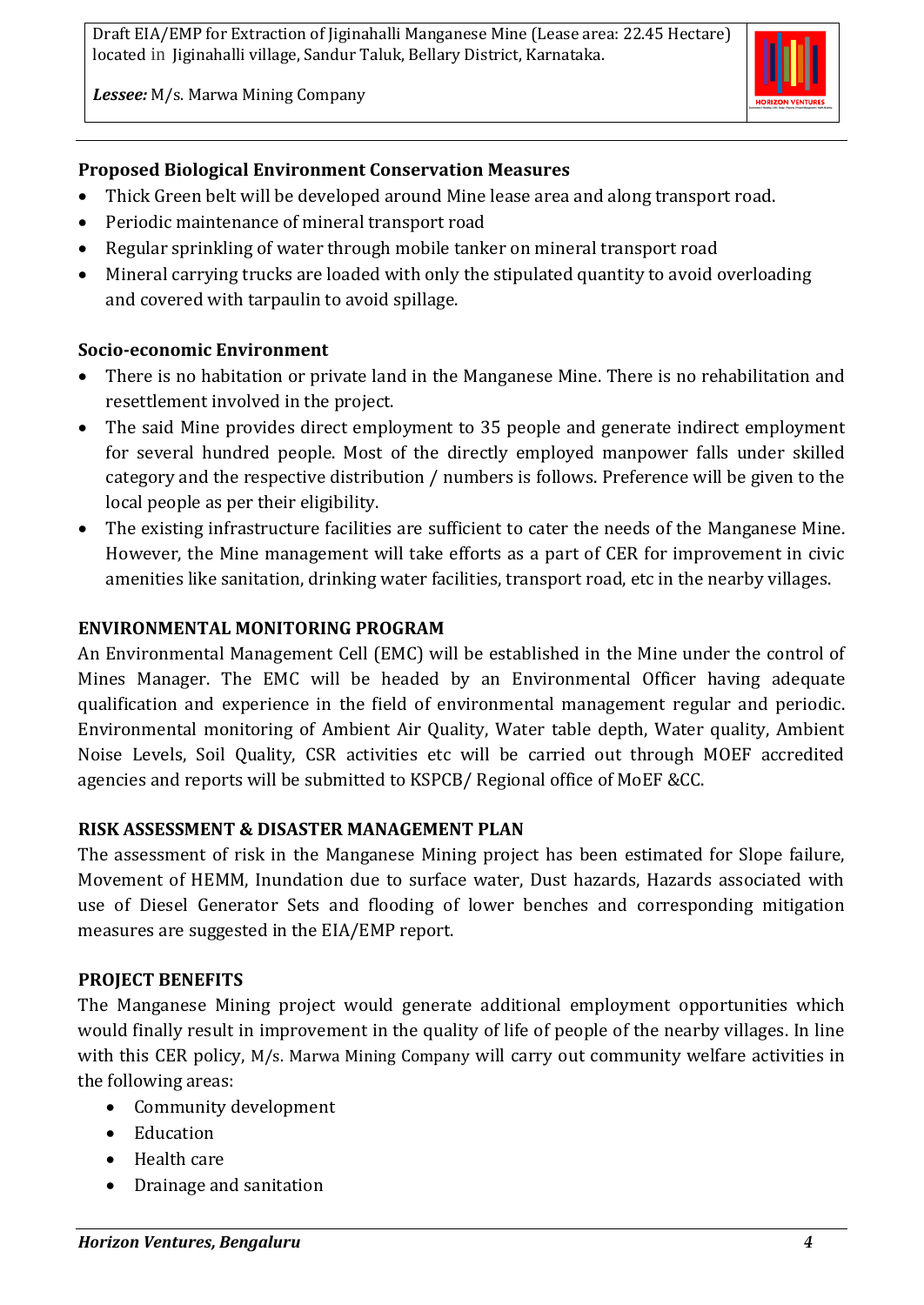### Proposed Biological Environment Conservation Measures

- Thick Green belt will be developed around Mine lease area and along transport road.
- Periodic maintenance of mineral transport road
- Regular sprinkling of water through mobile tanker on mineral transport road
- Mineral carrying trucks are loaded with only the stipulated quantity to avoid overloading and covered with tarpaulin to avoid spillage.

### Socio-economic Environment

- There is no habitation or private land in the Manganese Mine. There is no rehabilitation and resettlement involved in the project.
- The said Mine provides direct employment to 35 people and generate indirect employment for several hundred people. Most of the directly employed manpower falls under skilled category and the respective distribution / numbers is follows. Preference will be given to the local people as per their eligibility.
- The existing infrastructure facilities are sufficient to cater the needs of the Manganese Mine. However, the Mine management will take efforts as a part of CER for improvement in civic amenities like sanitation, drinking water facilities, transport road, etc in the nearby villages.

### ENVIRONMENTAL MONITORING PROGRAM

An Environmental Management Cell (EMC) will be established in the Mine under the control of Mines Manager. The EMC will be headed by an Environmental Officer having adequate qualification and experience in the field of environmental management regular and periodic. Environmental monitoring of Ambient Air Quality, Water table depth, Water quality, Ambient Noise Levels, Soil Quality, CSR activities etc will be carried out through MOEF accredited agencies and reports will be submitted to KSPCB/ Regional office of MoEF &CC.

### RISK ASSESSMENT & DISASTER MANAGEMENT PLAN

The assessment of risk in the Manganese Mining project has been estimated for Slope failure, Movement of HEMM, Inundation due to surface water, Dust hazards, Hazards associated with use of Diesel Generator Sets and flooding of lower benches and corresponding mitigation measures are suggested in the EIA/EMP report.

### PROJECT BENEFITS

The Manganese Mining project would generate additional employment opportunities which would finally result in improvement in the quality of life of people of the nearby villages. In line with this CER policy, M/s. Marwa Mining Company will carry out community welfare activities in the following areas:

- Community development
- Education
- Health care
- Drainage and sanitation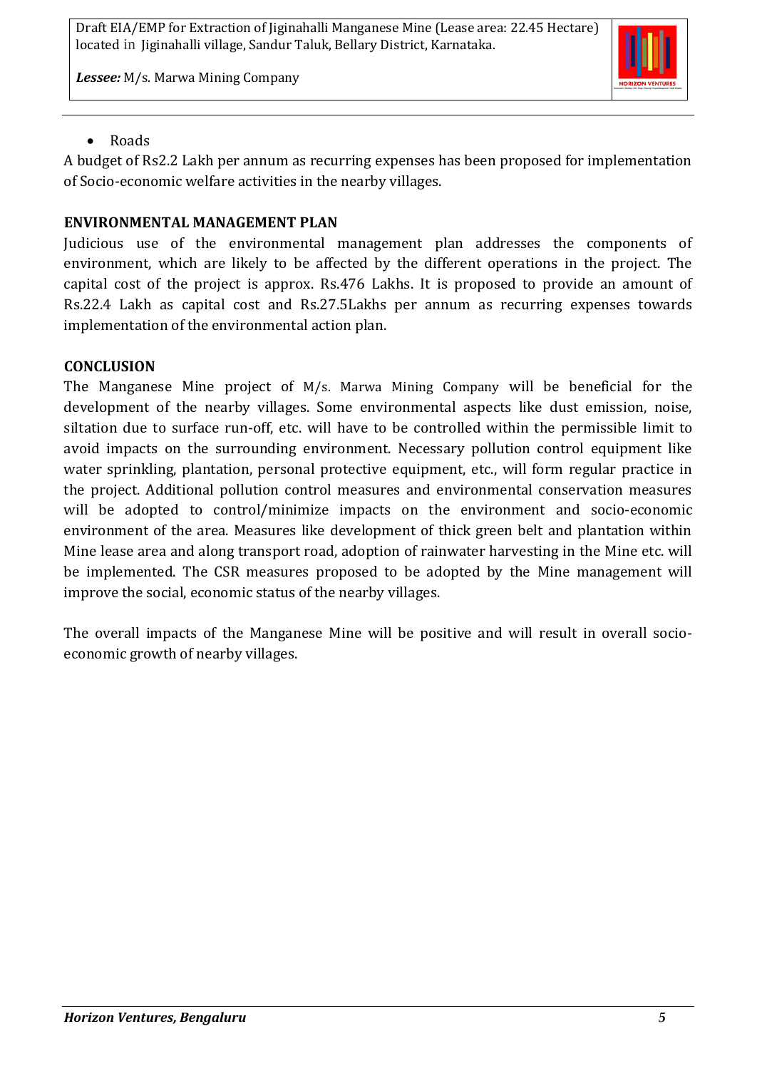- Roads

A budget of Rs2.2 Lakh per annum as recurring expenses has been proposed for implementation of Socio-economic welfare activities in the nearby villages.

**ENVIRONMENTAL MANAGEMENT PLAN**

Judicious use of the environmental management plan addresses the components of environment, which are likely to be affected by the different operations in the project. The capital cost of the project is approx. Rs.476 Lakhs. It is proposed to provide an amount of Rs.22.4 Lakh as capital cost and Rs.27.5Lakhs per annum as recurring expenses towards implementation of the environmental action plan.

**CONCLUSION**

The Manganese Mine project of M/s. Marwa Mining Company will be beneficial for the development of the nearby villages. Some environmental aspects like dust emission, noise, siltation due to surface run-off, etc. will have to be controlled within the permissible limit to avoid impacts on the surrounding environment. Necessary pollution control equipment like water sprinkling, plantation, personal protective equipment, etc., will form regular practice in the project. Additional pollution control measures and environmental conservation measures will be adopted to control/minimize impacts on the environment and socio-economic environment of the area. Measures like development of thick green belt and plantation within Mine lease area and along transport road, adoption of rainwater harvesting in the Mine etc. will be implemented. The CSR measures proposed to be adopted by the Mine management will improve the social, economic status of the nearby villages.

The overall impacts of the Manganese Mine will be positive and will result in overall socio-economic growth of nearby villages.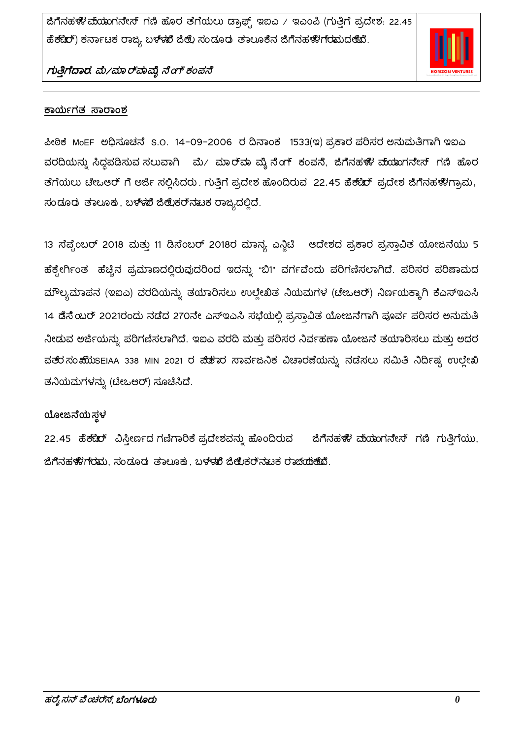## ಕಾರ್ಯಗತ ಸಾರಾಂಶ

ಪೀಠಿಕೆ MoEF ಅಧಿಸೂಚನೆ S.O. 14-09-2006 ರ ದಿನಾಂಕ 1533(ಇ) ಪ್ರಕಾರ ಪರಿಸರ ಅನುಮತಿಗಾಗಿ ಇಐಎ ವರದಿಯನ್ನು ಸಿದ್ಧಪಡಿಸುವ ಸಲುವಾಗಿ ಮೆ/ ಮಾರ್ಪಾ ಮೈನಿಂಗ್ ಕಂಪನಿ, ಜಿಗೆನಹಳ್ಳಿ ಮ್ಯಾಂಗನೀಸ್ ಗಣಿ ಹೊರ ತೆಗೆಯಲು ಟೀಒಆರ್ ಗೆ ಅರ್ಜಿ ಸಲ್ಲಿಸಿದರು. ಗುತ್ತಿಗೆ ಪ್ರದೇಶ ಹೊಂದಿರುವ 22.45 ಹೆಕ್ಟೇರ್ ಪ್ರದೇಶ ಜಿಗೆನಹಳ್ಳಿಗ್ರಾಮ, ಸಂಡೂರು ತಾಲೂಕು, ಬಳ್ಳಾರಿ ಜಿಲ್ಲೆಕರ್ನಾಟಕ ರಾಜ್ಯದಲ್ಲಿದೆ.

13 ಸೆಪ್ಟೆಂಬರ್ 2018 ಮತ್ತು 11 ಡಿಸೆಂಬರ್ 2018ರ ಮಾನ್ಯ ಎನ್ಜಿಟಿ ಆದೇಶದ ಪ್ರಕಾರ ಪ್ರಸ್ತಾವಿತ ಯೋಜನೆಯು 5 ಹೆಕ್ಟೇರ್ಗಿಂತ ಹೆಚ್ಚಿನ ಪ್ರಮಾಣದಲ್ಲಿರುವುದರಿಂದ ಇದನ್ನು "ಬಿ1" ವರ್ಗವೆಂದು ಪರಿಗಣಿಸಲಾಗಿದೆ. ಪರಿಸರ ಪರಿಣಾಮದ ಮೌಲ್ಯಮಾಪನ (ಇಐಎ) ವರದಿಯನ್ನು ತಯಾರಿಸಲು ಉಲ್ಲೇಖಿತ ನಿಯಮಗಳ (ಟೀಒಆರ್) ನಿರ್ಣಯಕ್ಕಾಗಿ ಕೆಎಸ್ಇಎಸಿ 14 ಡಿಸೆಂಬರ್ 2021ರಂದು ನಡೆದ 270ನೇ ಎಸ್ಇಎಸಿ ಸಭೆಯಲ್ಲಿ ಪ್ರಸ್ತಾವಿತ ಯೋಜನೆಗಾಗಿ ಪೂರ್ವ ಪರಿಸರ ಅನುಮತಿ ನೀಡುವ ಅರ್ಜಿಯನ್ನು ಪರಿಗಣಿಸಲಾಗಿದೆ. ಇಐಎ ವರದಿ ಮತ್ತು ಪರಿಸರ ನಿರ್ವಹಣಾ ಯೋಜನೆ ತಯಾರಿಸಲು ಮತ್ತು ಅದರ ಪತ್ರ ಸಂಖ್ಯೆSEIAA 338 MIN 2021 ರ ಪ್ರಕಾರ ಸಾರ್ವಜನಿಕ ವಿಚಾರಣೆಯನ್ನು ನಡೆಸಲು ಸಮಿತಿ ನಿರ್ದಿಷ್ಟ ಉಲ್ಲೇಖಿತನಿಯಮಗಳನ್ನು (ಟೀಒಆರ್) ಸೂಚಿಸಿದೆ.

### ಯೋಜನೆಯ ಸ್ಥಳ

22.45 ಹೆಕ್ಟೇರ್ ವಿಸ್ತೀರ್ಣದ ಗಣಿಗಾರಿಕೆ ಪ್ರದೇಶವನ್ನು ಹೊಂದಿರುವ ಜಿಗೆನಹಳ್ಳಿ ಮ್ಯಾಂಗನೀಸ್ ಗಣಿ ಗುತ್ತಿಗೆಯು, ಜಿಗೆನಹಳ್ಳಿಗ್ರಾಮ, ಸಂಡೂರು ತಾಲೂಕು, ಬಳ್ಳಾರಿ ಜಿಲ್ಲೆಕರ್ನಾಟಕ ರಾಜ್ಯದಲ್ಲಿದೆ.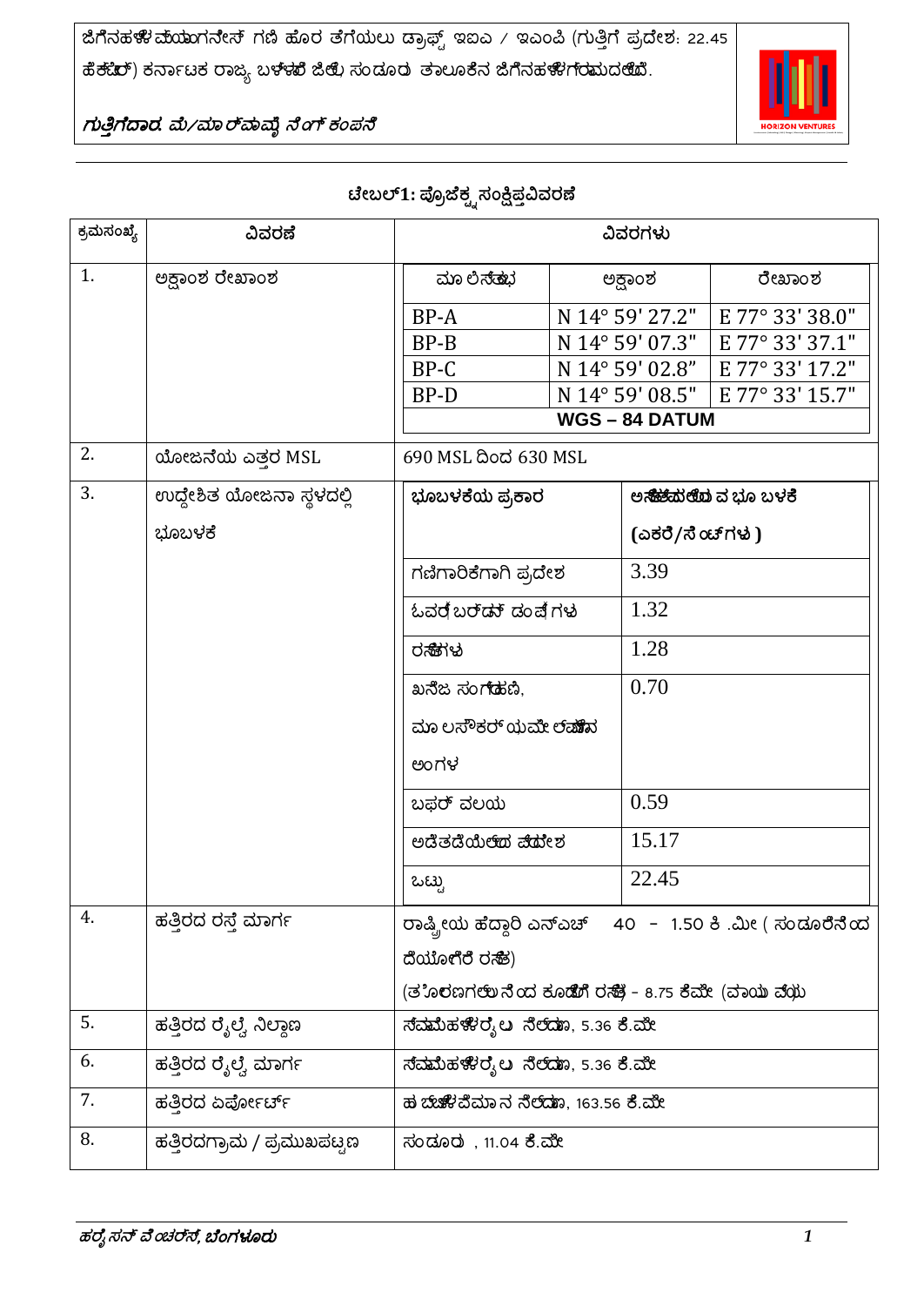ಜಿಗೆನಹಳ್ಳಿ ಮೆಯಾಂಗನೀಸ್ ಗಣಿ ಹೊರ ತೆಗೆಯಲು ಡ್ರಾಫ್ಟ್ ಇಐಎ / ಇಎಂಪಿ (ಗುತ್ತಿಗೆ ಪ್ರದೇಶ: 22.45 ಹೆಕ್ಟೇರ್) ಕರ್ನಾಟಕ ರಾಜ್ಯ ಬಳ್ಳಾರಿ ಜಿಲ್ಲೆ ಸಂಡೂರು ತಾಲೂಕಿನ ಜಿಗೆನಹಳ್ಳಿಗ್ರಾಮದಲ್ಲಿದೆ.

*ಗುತ್ತಿಗೆದಾರ: ಮೆ/ಮಾರ್ಪಾಷೈ ನಿಂಗ್ ಕಂಪನಿ*

### ಟೇಬಲ್1: ಪ್ರೊಜೆಕ್ಟ್ ಸಂಕ್ಷಿಪ್ತವಿವರಣೆ

| ಕ್ರಮಸಂಖ್ಯೆ | ವಿವರಣೆ | ವಿವರಗಳು | | |
|---|---|---|---|---|
| 1. | ಅಕ್ಷಾಂಶ ರೇಖಾಂಶ | ಮೂಲೆಸ್ತಂಭ | ಅಕ್ಷಾಂಶ | ರೇಖಾಂಶ |
| | | BP-A | N 14° 59' 27.2" | E 77° 33' 38.0" |
| | | BP-B | N 14° 59' 07.3" | E 77° 33' 37.1" |
| | | BP-C | N 14° 59' 02.8" | E 77° 33' 17.2" |
| | | BP-D | N 14° 59' 08.5" | E 77° 33' 15.7" |
| | | **WGS – 84 DATUM** | | |
| 2. | ಯೋಜನೆಯ ಎತ್ತರ MSL | 690 MSL ದಿಂದ 630 MSL | | |
| 3. | ಉದ್ದೇಶಿತ ಯೋಜನಾ ಸ್ಥಳದಲ್ಲಿ ಭೂಬಳಕೆ | **ಭೂಬಳಕೆಯ ಪ್ರಕಾರ** | **ಅಂತಿಮ ಹಂತದಲ್ಲಿ ಭೂ ಬಳಕೆ (ಎಕರೆ/ಹೆಕ್ಟೇರ್‌ಗಳು)** | |
| | | ಗಣಿಗಾರಿಕೆಗಾಗಿ ಪ್ರದೇಶ | 3.39 | |
| | | ಓವರ್ ಬರ್ಡನ್ ಡಂಪ್‌ಗಳು | 1.32 | |
| | | ರಸ್ತೆಗಳು | 1.28 | |
| | | ಖನಿಜ ಸಂಗ್ರಹಣೆ, ಮೂಲಸೌಕರ್ಯ ಮೀಸಲಾದ ಅಂಗಳ | 0.70 | |
| | | ಬಫರ್ ವಲಯ | 0.59 | |
| | | ಅಡೆತಡೆಯಿಲ್ಲದ ಪ್ರದೇಶ | 15.17 | |
| | | ಒಟ್ಟು | 22.45 | |
| 4. | ಹತ್ತಿರದ ರಸ್ತೆ ಮಾರ್ಗ | ರಾಷ್ಟ್ರೀಯ ಹೆದ್ದಾರಿ ಎನ್‌ಎಚ್ 40 - 1.50 ಕಿ.ಮೀ (ಸಂಡೂರಿನಿಂದ ದೆಯೋಗಿರಿ ರಸ್ತೆ) (ತಾಲೂಕುಗಳಿಂದ ಕೂಡ್ಲಿಗಿ ರಸ್ತೆ) - 8.75 ಕಿಮೀ (ವಾಯುವ್ಯ) | | |
| 5. | ಹತ್ತಿರದ ರೈಲ್ವೆ ನಿಲ್ದಾಣ | ಸ್ವಾಮಿಹಳ್ಳಿರೈಲು ನಿಲ್ದಾಣ, 5.36 ಕಿ.ಮೀ | | |
| 6. | ಹತ್ತಿರದ ರೈಲ್ವೆ ಮಾರ್ಗ | ಸ್ವಾಮಿಹಳ್ಳಿರೈಲು ನಿಲ್ದಾಣ, 5.36 ಕಿ.ಮೀ | | |
| 7. | ಹತ್ತಿರದ ಏರ್ಪೋರ್ಟ್ | ಹುಬ್ಬಳ್ಳಿವಿಮಾನ ನಿಲ್ದಾಣ, 163.56 ಕಿ.ಮೀ | | |
| 8. | ಹತ್ತಿರದಗ್ರಾಮ / ಪ್ರಮುಖಪಟ್ಟಣ | ಸಂಡೂರು , 11.04 ಕಿ.ಮೀ | | |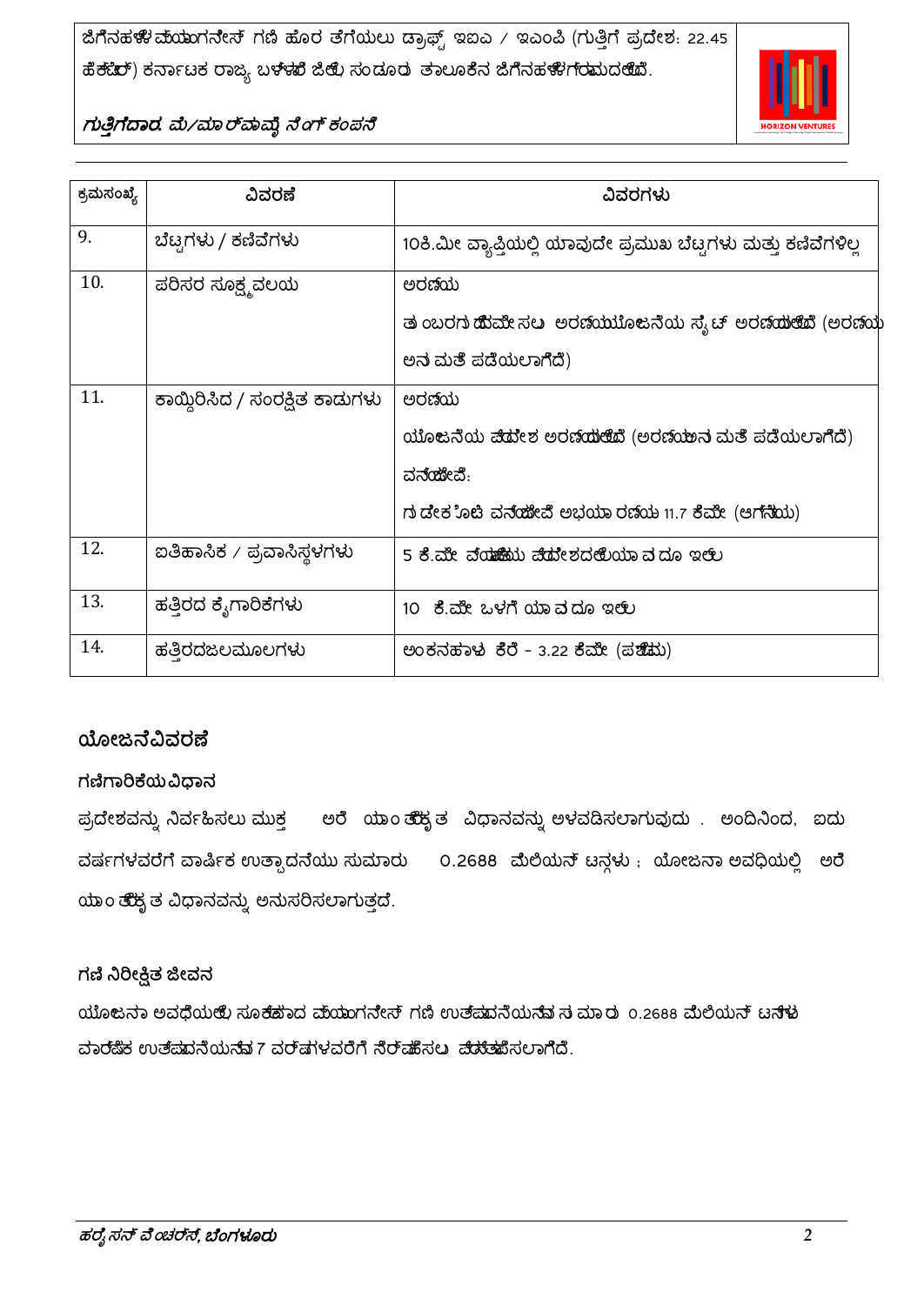ಜಿಗೆನಹಳ್ಳಿ ಮ್ಯಾಂಗನೀಸ್ ಗಣಿ ಹೊರ ತೆಗೆಯಲು ಡ್ರಾಫ್ಟ್ ಇಐಎ / ಇಎಂಪಿ (ಗುತ್ತಿಗೆ ಪ್ರದೇಶ: 22.45 ಹೆಕ್ಟೇರ್) ಕರ್ನಾಟಕ ರಾಜ್ಯ ಬಳ್ಳಾರಿ ಜಿಲ್ಲೆ ಸಂಡೂರು ತಾಲೂಕಿನ ಜಿಗೆನಹಳ್ಳಿ ಗ್ರಾಮದಲ್ಲಿದೆ.

***ಗುತ್ತಿಗೆದಾರ: ಮೆ/ಮಾರ್‌ಪಾಪ್ಟೆ ನೆಂಗ್ ಕಂಪನಿ***

| ಕ್ರಮಸಂಖ್ಯೆ | ವಿವರಣೆ | ವಿವರಗಳು |
|---|---|---|
| 9. | ಬೆಟ್ಟಗಳು / ಕಣಿವೆಗಳು | 10ಕಿ.ಮೀ ವ್ಯಾಪ್ತಿಯಲ್ಲಿ ಯಾವುದೇ ಪ್ರಮುಖ ಬೆಟ್ಟಗಳು ಮತ್ತು ಕಣಿವೆಗಳಿಲ್ಲ |
| 10. | ಪರಿಸರ ಸೂಕ್ಷ್ಮ ವಲಯ | ಅರಣ್ಯ<br>ತಂಬರಗುಡ್ಡೆ ಮೀಸಲು ಅರಣ್ಯಯೋಜನೆಯ ಸೈಟ್ ಅರಣ್ಯದಲ್ಲಿದೆ (ಅರಣ್ಯ ಅನುಮತಿ ಪಡೆಯಲಾಗಿದೆ) |
| 11. | ಕಾಯ್ದಿರಿಸಿದ / ಸಂರಕ್ಷಿತ ಕಾಡುಗಳು | ಅರಣ್ಯ<br>ಯೋಜನೆಯ ಪ್ರದೇಶ ಅರಣ್ಯದಲ್ಲಿದೆ (ಅರಣ್ಯಾನುಮತಿ ಪಡೆಯಲಾಗಿದೆ)<br>ವನ್ಯಜೀವಿ:<br>ಗುಡೇಕೋಟೆ ವನ್ಯಜೀವಿ ಅಭಯಾರಣ್ಯ 11.7 ಕಿಮೀ (ಆಗ್ನೇಯ) |
| 12. | ಐತಿಹಾಸಿಕ / ಪ್ರವಾಸಿಸ್ಥಳಗಳು | 5 ಕಿ.ಮೀ ವ್ಯಾಪ್ತಿಯ ಪ್ರದೇಶದಲ್ಲಿ ಯಾವುದೂ ಇಲ್ಲ |
| 13. | ಹತ್ತಿರದ ಕೈಗಾರಿಕೆಗಳು | 10 ಕಿ.ಮೀ ಒಳಗೆ ಯಾವುದೂ ಇಲ್ಲ |
| 14. | ಹತ್ತಿರದಜಲಮೂಲಗಳು | ಅಂಕನಹಾಳ ಕೆರೆ - 3.22 ಕಿಮೀ (ಪಶ್ಚಿಮ) |

## ಯೋಜನೆವಿವರಣೆ

### ಗಣಿಗಾರಿಕೆಯವಿಧಾನ

ಪ್ರದೇಶವನ್ನು ನಿರ್ವಹಿಸಲು ಮುಕ್ತ ಅರೆ ಯಾಂತ್ರೀಕೃತ ವಿಧಾನವನ್ನು ಅಳವಡಿಸಲಾಗುವುದು . ಅಂದಿನಿಂದ, ಐದು ವರ್ಷಗಳವರೆಗೆ ವಾರ್ಷಿಕ ಉತ್ಪಾದನೆಯು ಸುಮಾರು 0.2688 ಮಿಲಿಯನ್ ಟನ್ನಗಳು ; ಯೋಜನಾ ಅವಧಿಯಲ್ಲಿ ಅರೆ ಯಾಂತ್ರೀಕೃತ ವಿಧಾನವನ್ನು ಅನುಸರಿಸಲಾಗುತ್ತದೆ.

### ಗಣಿ ನಿರೀಕ್ಷಿತ ಜೀವನ

ಯೋಜನಾ ಅವಧಿಯಲ್ಲಿ ಸೂಕ್ತವಾದ ಮ್ಯಾಂಗನೀಸ್ ಗಣಿ ಉತ್ಪಾದನೆಯನ್ನು ಸುಮಾರು 0.2688 ಮಿಲಿಯನ್ ಟನ್ನಳು ವಾರ್ಷಿಕ ಉತ್ಪಾದನೆಯನ್ನು 7 ವರ್ಷಗಳವರೆಗೆ ನಿರ್ವಹಿಸಲು ಪ್ರಸ್ತಾಪಿಸಲಾಗಿದೆ.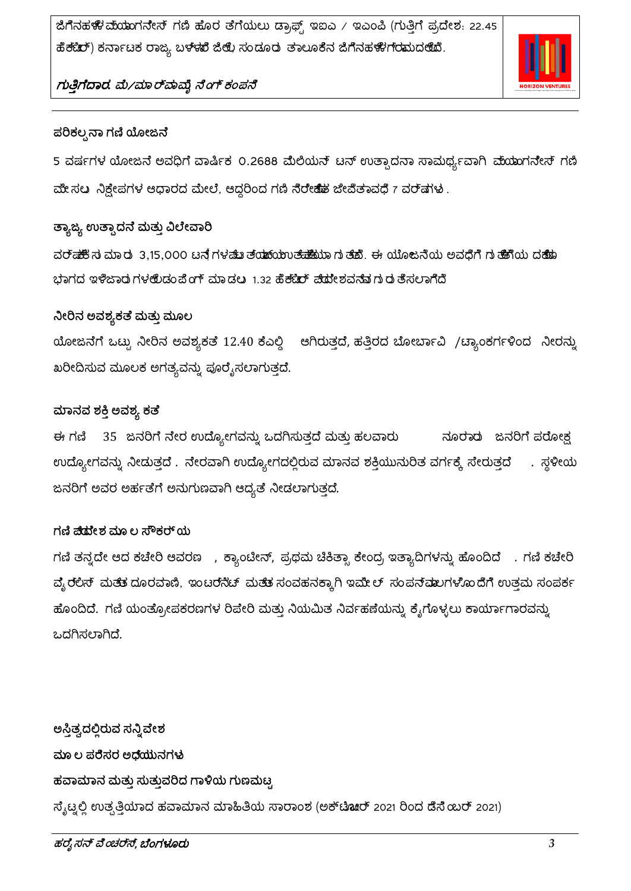## ಪರಿಕಲ್ಪನಾ ಗಣಿ ಯೋಜನೆ

5 ವರ್ಷಗಳ ಯೋಜನೆ ಅವಧಿಗೆ ವಾರ್ಷಿಕ 0.2688 ಮಿಲಿಯನ್ ಟನ್ ಉತ್ಪಾದನಾ ಸಾಮರ್ಥ್ಯವಾಗಿ ಮ್ಯಾಂಗನೀಸ್ ಗಣಿ ಮೇಸಲು ನಿಕ್ಷೇಪಗಳ ಆಧಾರದ ಮೇಲೆ, ಆದ್ದರಿಂದ ಗಣಿ ನಿರೀಕ್ಷಿತ ಜೀವಿತಾವಧಿ 7 ವರ್ಷಗಳು.

## ತ್ಯಾಜ್ಯ ಉತ್ಪಾದನೆ ಮತ್ತು ವಿಲೇವಾರಿ

ವರ್ಷಕ್ಕೆ ಸುಮಾರು 3,15,000 ಟನ್‌ಗಳಷ್ಟು ತ್ಯಾಜ್ಯ ಉತ್ಪತ್ತಿಯಾಗುತ್ತದೆ. ಈ ಯೋಜನೆಯ ಅವಧಿಗೆ ಗುತ್ತಿಗೆಯ ದಕ್ಷಿಣ ಭಾಗದ ಇಳಿಜಾರುಗಳಲ್ಲಿ ಡಂಪಿಂಗ್ ಮಾಡಲು 1.32 ಹೆಕ್ಟೇರ್ ಪ್ರದೇಶವನ್ನು ಗುರುತಿಸಲಾಗಿದೆ

## ನೀರಿನ ಅವಶ್ಯಕತೆ ಮತ್ತು ಮೂಲ

ಯೋಜನೆಗೆ ಒಟ್ಟು ನೀರಿನ ಅವಶ್ಯಕತೆ 12.40 ಕೆಎಲ್ಡಿ ಆಗಿರುತ್ತದೆ, ಹತ್ತಿರದ ಬೋರ್ವೆಲ್ /ಟ್ಯಾಂಕರ್‌ಗಳಿಂದ ನೀರನ್ನು ಖರೀದಿಸುವ ಮೂಲಕ ಅಗತ್ಯವನ್ನು ಪೂರೈಸಲಾಗುತ್ತದೆ.

## ಮಾನವ ಶಕ್ತಿ ಅವಶ್ಯಕತೆ

ಈ ಗಣಿ 35 ಜನರಿಗೆ ನೇರ ಉದ್ಯೋಗವನ್ನು ಒದಗಿಸುತ್ತದೆ ಮತ್ತು ಹಲವಾರು ನೂರಾರು ಜನರಿಗೆ ಪರೋಕ್ಷ ಉದ್ಯೋಗವನ್ನು ನೀಡುತ್ತದೆ. ನೇರವಾಗಿ ಉದ್ಯೋಗದಲ್ಲಿರುವ ಮಾನವ ಶಕ್ತಿಯು ನುರಿತ ವರ್ಗಕ್ಕೆ ಸೇರುತ್ತದೆ. ಸ್ಥಳೀಯ ಜನರಿಗೆ ಅವರ ಅರ್ಹತೆಗೆ ಅನುಗುಣವಾಗಿ ಆದ್ಯತೆ ನೀಡಲಾಗುತ್ತದೆ.

## ಗಣಿ ಪ್ರದೇಶ ಮೂಲ ಸೌಕರ್ಯ

ಗಣಿ ತನ್ನದೇ ಆದ ಕಚೇರಿ ಆವರಣ, ಕ್ಯಾಂಟೀನ್, ಪ್ರಥಮ ಚಿಕಿತ್ಸಾ ಕೇಂದ್ರ ಇತ್ಯಾದಿಗಳನ್ನು ಹೊಂದಿದೆ. ಗಣಿ ಕಚೇರಿ ವೈರ್‌ಲೆಸ್ ಮತ್ತು ದೂರವಾಣಿ, ಇಂಟರ್ನೆಟ್ ಮತ್ತು ಸಂವಹನಕ್ಕಾಗಿ ಇಮೇಲ್ ಸಂಪರ್ಕಗಳೊಂದಿಗೆ ಉತ್ತಮ ಸಂಪರ್ಕ ಹೊಂದಿದೆ. ಗಣಿ ಯಂತ್ರೋಪಕರಣಗಳ ರಿಪೇರಿ ಮತ್ತು ನಿಯಮಿತ ನಿರ್ವಹಣೆಯನ್ನು ಕೈಗೊಳ್ಳಲು ಕಾರ್ಯಾಗಾರವನ್ನು ಒದಗಿಸಲಾಗಿದೆ.

## ಅಸ್ತಿತ್ವದಲ್ಲಿರುವ ಸನ್ನಿವೇಶ

## ಮೂಲ ಪರಿಸರ ಅಧ್ಯಯನಗಳು

### ಹವಾಮಾನ ಮತ್ತು ಸುತ್ತುವರಿದ ಗಾಳಿಯ ಗುಣಮಟ್ಟ

ಸೈಟ್ನಲ್ಲಿ ಉತ್ಪತ್ತಿಯಾದ ಹವಾಮಾನ ಮಾಹಿತಿಯ ಸಾರಾಂಶ (ಅಕ್ಟೋಬರ್ 2021 ರಿಂದ ಡಿಸೆಂಬರ್ 2021)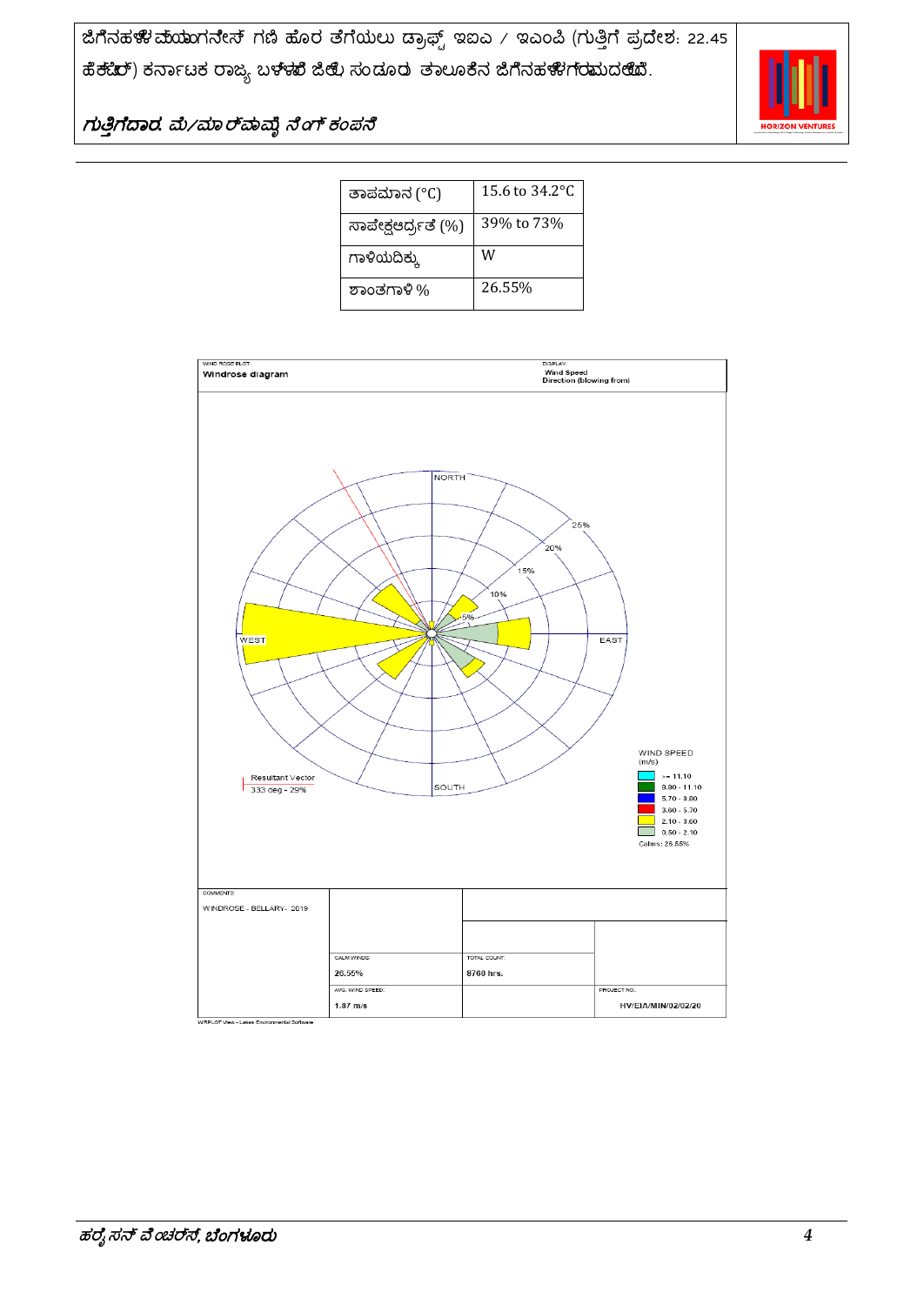| ತಾಪಮಾನ (°C) | 15.6 to 34.2°C |
|---|---|
| ಸಾಪೇಕ್ಷಆರ್ದ್ರತೆ (%) | 39% to 73% |
| ಗಾಳಿಯದಿಕ್ಕು | W |
| ಶಾಂತಗಾಳಿ % | 26.55% |

WIND ROSE PLOT:
**Windrose diagram**

DISPLAY:
Wind Speed
Direction (blowing from)

Resultant Vector
333 deg - 29%

WIND SPEED (m/s)

- >= 11.10
- 8.80 - 11.10
- 5.70 - 8.80
- 3.60 - 5.70
- 2.10 - 3.60
- 0.50 - 2.10

Calms: 26.55%

| COMMENTS: | CALM WINDS: | TOTAL COUNT: | PROJECT NO.: |
|---|---|---|---|
| WINDROSE - BELLARY- 2019 | 26.55% | 8760 hrs. | HV/EIA/MIN/02/02/20 |
| | AVG. WIND SPEED: 1.87 m/s | | |

WRPLOT View - Lakes Environmental Software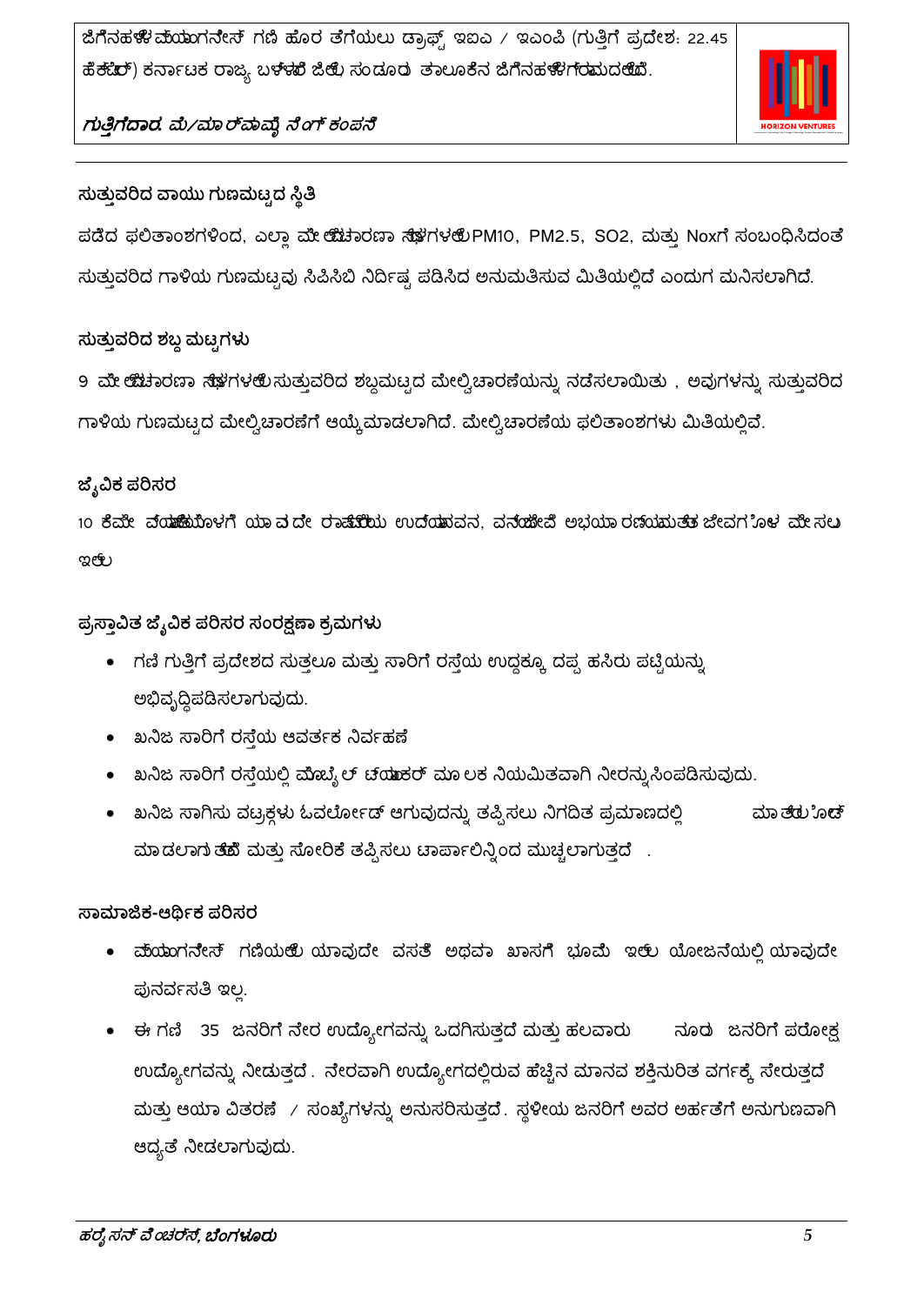## ಸುತ್ತುವರಿದ ವಾಯು ಗುಣಮಟ್ಟದ ಸ್ಥಿತಿ

ಪಡೆದ ಫಲಿತಾಂಶಗಳಿಂದ, ಎಲ್ಲಾ ಮೇಲ್ವಿಚಾರಣಾ ಸ್ಥಳಗಳಲ್ಲಿ PM10, PM2.5, SO2, ಮತ್ತು Noxಗೆ ಸಂಬಂಧಿಸಿದಂತೆ ಸುತ್ತುವರಿದ ಗಾಳಿಯ ಗುಣಮಟ್ಟವು ಸಿಪಿಸಿಬಿ ನಿರ್ದಿಷ್ಟ ಪಡಿಸಿದ ಅನುಮತಿಸುವ ಮಿತಿಯಲ್ಲಿದೆ ಎಂದುಗ ಮನಿಸಲಾಗಿದೆ.

## ಸುತ್ತುವರಿದ ಶಬ್ದ ಮಟ್ಟಗಳು

9 ಮೇಲ್ವಿಚಾರಣಾ ಸ್ಥಳಗಳಲ್ಲಿ ಸುತ್ತುವರಿದ ಶಬ್ದಮಟ್ಟದ ಮೇಲ್ವಿಚಾರಣೆಯನ್ನು ನಡೆಸಲಾಯಿತು , ಅವುಗಳನ್ನು ಸುತ್ತುವರಿದ ಗಾಳಿಯ ಗುಣಮಟ್ಟದ ಮೇಲ್ವಿಚಾರಣೆಗೆ ಆಯ್ಕೆಮಾಡಲಾಗಿದೆ. ಮೇಲ್ವಿಚಾರಣೆಯ ಫಲಿತಾಂಶಗಳು ಮಿತಿಯಲ್ಲಿವೆ.

## ಜೈವಿಕ ಪರಿಸರ

10 ಕಿಮೀ ವ್ಯಾಪ್ತಿಯೊಳಗೆ ಯಾವುದೇ ರಾಷ್ಟ್ರೀಯ ಉದ್ಯಾನವನ, ವನ್ಯಜೀವಿ ಅಭಯಾರಣ್ಯ ಮತ್ತು ಜೀವಗೋಳ ಮೀಸಲು ಇಲ್ಲ

## ಪ್ರಸ್ತಾವಿತ ಜೈವಿಕ ಪರಿಸರ ಸಂರಕ್ಷಣಾ ಕ್ರಮಗಳು

- ಗಣಿ ಗುತ್ತಿಗೆ ಪ್ರದೇಶದ ಸುತ್ತಲೂ ಮತ್ತು ಸಾರಿಗೆ ರಸ್ತೆಯ ಉದ್ದಕ್ಕೂ ದಪ್ಪ ಹಸಿರು ಪಟ್ಟಿಯನ್ನು ಅಭಿವೃದ್ಧಿಪಡಿಸಲಾಗುವುದು.
- ಖನಿಜ ಸಾರಿಗೆ ರಸ್ತೆಯ ಆವರ್ತಕ ನಿರ್ವಹಣೆ
- ಖನಿಜ ಸಾರಿಗೆ ರಸ್ತೆಯಲ್ಲಿ ಮೊಬೈಲ್ ಟ್ಯಾಂಕರ್ ಮೂಲಕ ನಿಯಮಿತವಾಗಿ ನೀರನ್ನುಸಿಂಪಡಿಸುವುದು.
- ಖನಿಜ ಸಾಗಿಸು ವಟ್ರಕ್ಗಳು ಓವರ್ಲೋಡ್ ಆಗುವುದನ್ನು ತಪ್ಪಿಸಲು ನಿಗದಿತ ಪ್ರಮಾಣದಲ್ಲಿ ಮಾತ್ರ ಲೋಡ್ ಮಾಡಲಾಗುತ್ತದೆ ಮತ್ತು ಸೋರಿಕೆ ತಪ್ಪಿಸಲು ಟಾರ್ಪಾಲಿನ್ನಿಂದ ಮುಚ್ಚಲಾಗುತ್ತದೆ .

## ಸಾಮಾಜಿಕ-ಆರ್ಥಿಕ ಪರಿಸರ

- ಮ್ಯಾಂಗನೀಸ್ ಗಣಿಯಲ್ಲಿ ಯಾವುದೇ ವಸತಿ ಅಥವಾ ಖಾಸಗಿ ಭೂಮಿ ಇಲ್ಲ ಯೋಜನೆಯಲ್ಲಿ ಯಾವುದೇ ಪುನರ್ವಸತಿ ಇಲ್ಲ.
- ಈ ಗಣಿ 35 ಜನರಿಗೆ ನೇರ ಉದ್ಯೋಗವನ್ನು ಒದಗಿಸುತ್ತದೆ ಮತ್ತು ಹಲವಾರು ನೂರು ಜನರಿಗೆ ಪರೋಕ್ಷ ಉದ್ಯೋಗವನ್ನು ನೀಡುತ್ತದೆ . ನೇರವಾಗಿ ಉದ್ಯೋಗದಲ್ಲಿರುವ ಹೆಚ್ಚಿನ ಮಾನವ ಶಕ್ತಿನುರಿತ ವರ್ಗಕ್ಕೆ ಸೇರುತ್ತದೆ ಮತ್ತು ಆಯಾ ವಿತರಣೆ / ಸಂಖ್ಯೆಗಳನ್ನು ಅನುಸರಿಸುತ್ತದೆ. ಸ್ಥಳೀಯ ಜನರಿಗೆ ಅವರ ಅರ್ಹತೆಗೆ ಅನುಗುಣವಾಗಿ ಆದ್ಯತೆ ನೀಡಲಾಗುವುದು.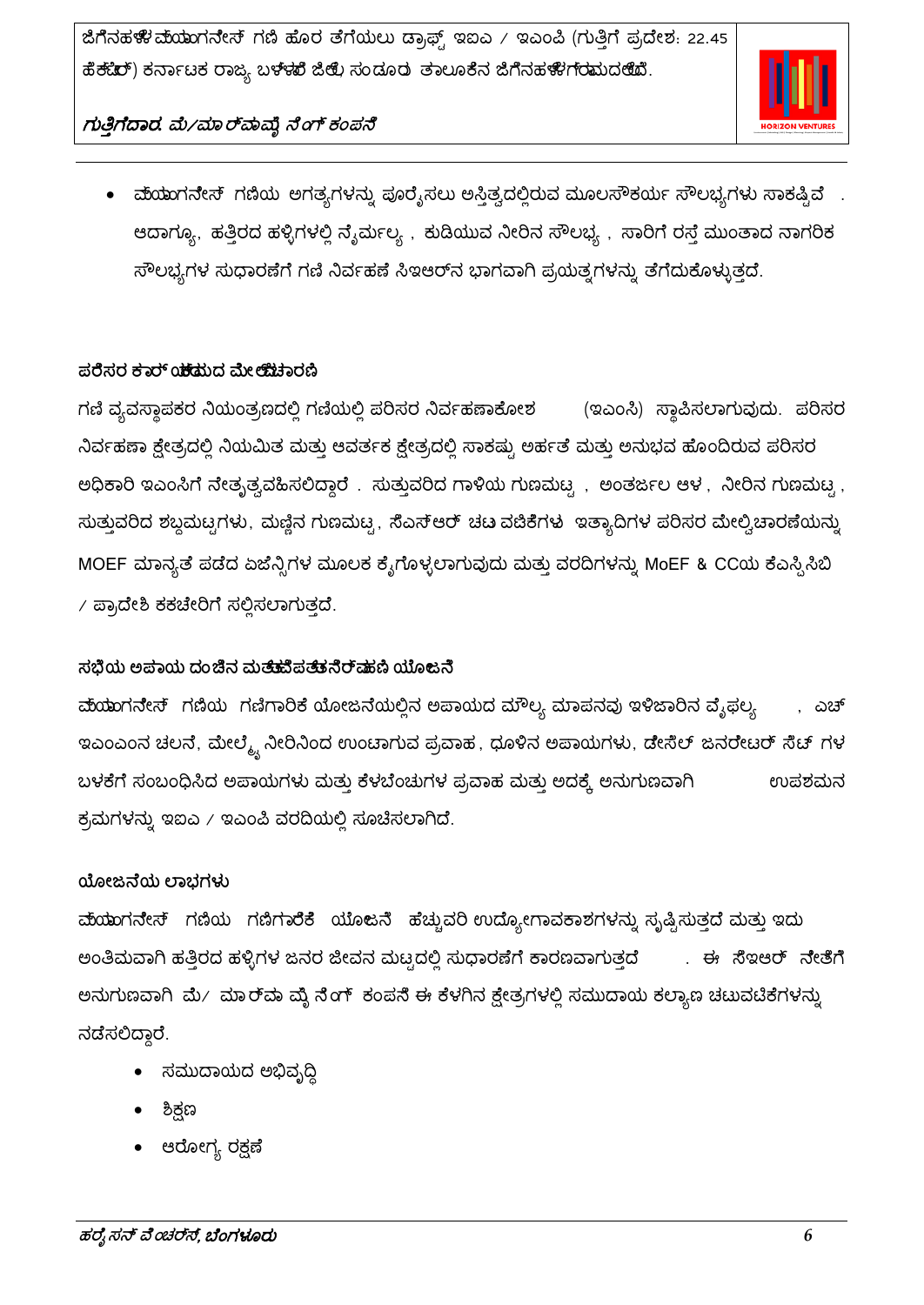- ಮ್ಯಾಂಗನೀಸ್ ಗಣಿಯ ಅಗತ್ಯಗಳನ್ನು ಪೂರೈಸಲು ಅಸ್ತಿತ್ವದಲ್ಲಿರುವ ಮೂಲಸೌಕರ್ಯ ಸೌಲಭ್ಯಗಳು ಸಾಕಷ್ಟಿವೆ . ಆದಾಗ್ಯೂ, ಹತ್ತಿರದ ಹಳ್ಳಿಗಳಲ್ಲಿ ನೈರ್ಮಲ್ಯ , ಕುಡಿಯುವ ನೀರಿನ ಸೌಲಭ್ಯ , ಸಾರಿಗೆ ರಸ್ತೆ ಮುಂತಾದ ನಾಗರಿಕ ಸೌಲಭ್ಯಗಳ ಸುಧಾರಣೆಗೆ ಗಣಿ ನಿರ್ವಹಣೆ ಸಿಇಆರ್‌ನ ಭಾಗವಾಗಿ ಪ್ರಯತ್ನಗಳನ್ನು ತೆಗೆದುಕೊಳ್ಳುತ್ತದೆ.

### ಪರಿಸರ ಕಾರ್ಯಕ್ರಮದ ಮೇಲ್ವಿಚಾರಣೆ

ಗಣಿ ವ್ಯವಸ್ಥಾಪಕರ ನಿಯಂತ್ರಣದಲ್ಲಿ ಗಣಿಯಲ್ಲಿ ಪರಿಸರ ನಿರ್ವಹಣಾಕೋಶ (ಇಎಂಸಿ) ಸ್ಥಾಪಿಸಲಾಗುವುದು. ಪರಿಸರ ನಿರ್ವಹಣಾ ಕ್ಷೇತ್ರದಲ್ಲಿ ನಿಯಮಿತ ಮತ್ತು ಆವರ್ತಕ ಕ್ಷೇತ್ರದಲ್ಲಿ ಸಾಕಷ್ಟು ಅರ್ಹತೆ ಮತ್ತು ಅನುಭವ ಹೊಂದಿರುವ ಪರಿಸರ ಅಧಿಕಾರಿ ಇಎಂಸಿಗೆ ನೇತೃತ್ವವಹಿಸಲಿದ್ದಾರೆ . ಸುತ್ತುವರಿದ ಗಾಳಿಯ ಗುಣಮಟ್ಟ , ಅಂತರ್ಜಲ ಆಳ , ನೀರಿನ ಗುಣಮಟ್ಟ , ಸುತ್ತುವರಿದ ಶಬ್ದಮಟ್ಟಗಳು, ಮಣ್ಣಿನ ಗುಣಮಟ್ಟ, ಸಿಎಸ್ಆರ್ ಚಟುವಟಿಕೆಗಳು ಇತ್ಯಾದಿಗಳ ಪರಿಸರ ಮೇಲ್ವಿಚಾರಣೆಯನ್ನು MOEF ಮಾನ್ಯತೆ ಪಡೆದ ಏಜೆನ್ಸಿಗಳ ಮೂಲಕ ಕೈಗೊಳ್ಳಲಾಗುವುದು ಮತ್ತು ವರದಿಗಳನ್ನು MoEF & CCಯ ಕೆಎಸ್ಪಿಸಿಬಿ / ಪ್ರಾದೇಶಿ ಕಕಚೇರಿಗೆ ಸಲ್ಲಿಸಲಾಗುತ್ತದೆ.

### ಸಭೆಯ ಅಪಾಯ ದಂಡಿನ ಮತ್ತು ವಿಪತ್ತು ನಿರ್ವಹಣಿ ಯೋಜನೆ

ಮ್ಯಾಂಗನೀಸ್ ಗಣಿಯ ಗಣಿಗಾರಿಕೆ ಯೋಜನೆಯಲ್ಲಿನ ಅಪಾಯದ ಮೌಲ್ಯ ಮಾಪನವು ಇಳಿಜಾರಿನ ವೈಫಲ್ಯ , ಎಚ್ಇಎಂಎಂನ ಚಲನೆ, ಮೇಲ್ಮೈ ನೀರಿನಿಂದ ಉಂಟಾಗುವ ಪ್ರವಾಹ , ಧೂಳಿನ ಅಪಾಯಗಳು, ಡೀಸೆಲ್ ಜನರೇಟರ್ ಸೆಟ್ ಗಳ ಬಳಕೆಗೆ ಸಂಬಂಧಿಸಿದ ಅಪಾಯಗಳು ಮತ್ತು ಕೆಳಬೆಂಚುಗಳ ಪ್ರವಾಹ ಮತ್ತು ಅದಕ್ಕೆ ಅನುಗುಣವಾಗಿ ಉಪಶಮನ ಕ್ರಮಗಳನ್ನು ಇಐಎ / ಇಎಂಪಿ ವರದಿಯಲ್ಲಿ ಸೂಚಿಸಲಾಗಿದೆ.

### ಯೋಜನೆಯ ಲಾಭಗಳು

ಮ್ಯಾಂಗನೀಸ್ ಗಣಿಯ ಗಣಿಗಾರಿಕೆ ಯೋಜನೆ ಹೆಚ್ಚುವರಿ ಉದ್ಯೋಗಾವಕಾಶಗಳನ್ನು ಸೃಷ್ಟಿಸುತ್ತದೆ ಮತ್ತು ಇದು ಅಂತಿಮವಾಗಿ ಹತ್ತಿರದ ಹಳ್ಳಿಗಳ ಜನರ ಜೀವನ ಮಟ್ಟದಲ್ಲಿ ಸುಧಾರಣೆಗೆ ಕಾರಣವಾಗುತ್ತದೆ . ಈ ಸಿಇಆರ್ ನೀತಿಗೆ ಅನುಗುಣವಾಗಿ ಮೆ/ ಮಾರ್ಮಾ ಮೈನಿಂಗ್ ಕಂಪನಿ ಈ ಕೆಳಗಿನ ಕ್ಷೇತ್ರಗಳಲ್ಲಿ ಸಮುದಾಯ ಕಲ್ಯಾಣ ಚಟುವಟಿಕೆಗಳನ್ನು ನಡೆಸಲಿದ್ದಾರೆ.

- ಸಮುದಾಯದ ಅಭಿವೃದ್ಧಿ
- ಶಿಕ್ಷಣ
- ಆರೋಗ್ಯ ರಕ್ಷಣೆ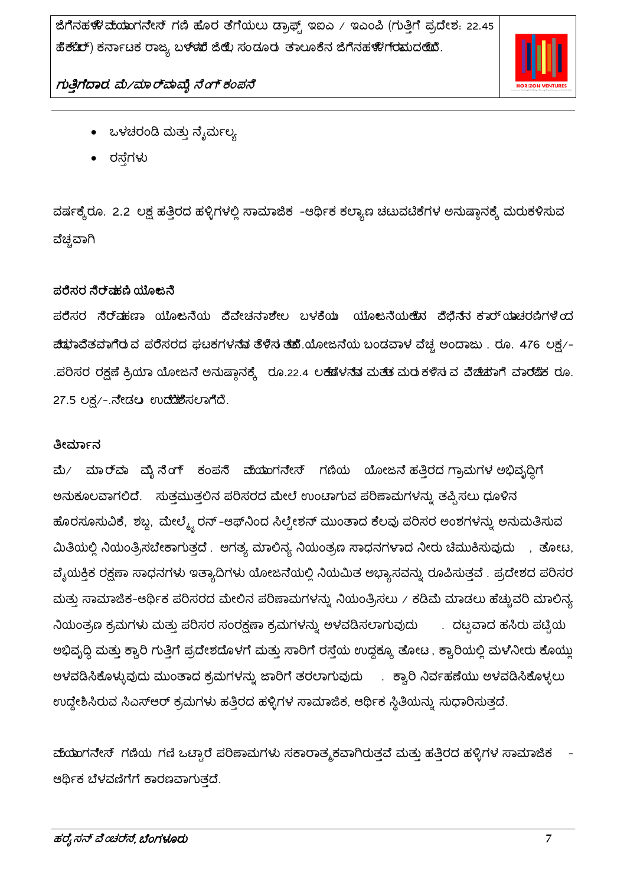- ಒಳಚರಂಡಿ ಮತ್ತು ನೈರ್ಮಲ್ಯ
- ರಸ್ತೆಗಳು

ವರ್ಷಕ್ಕೆರೂ. 2.2 ಲಕ್ಷ ಹತ್ತಿರದ ಹಳ್ಳಿಗಳಲ್ಲಿ ಸಾಮಾಜಿಕ -ಆರ್ಥಿಕ ಕಲ್ಯಾಣ ಚಟುವಟಿಕೆಗಳ ಅನುಷ್ಠಾನಕ್ಕೆ ಮರುಕಳಿಸುವ ವೆಚ್ಚವಾಗಿ

**ಪರಿಸರ ನಿರ್ವಹಣೆ ಯೋಜನೆ**

ಪರಿಸರ ನಿರ್ವಹಣಾ ಯೋಜನೆಯ ವಿವೇಚನಾಶೀಲ ಬಳಕೆಯು ಯೋಜನೆಯಲ್ಲಿನ ವಿಭಿನ್ನ ಕಾರ್ಯಾಚರಣೆಗಳಿಂದ ಪ್ರಭಾವಿತವಾಗಿರುವ ಪರಿಸರದ ಘಟಕಗಳನ್ನು ತಿಳಿಸುತ್ತದೆ.ಯೋಜನೆಯ ಬಂಡವಾಳ ವೆಚ್ಚ ಅಂದಾಜು . ರೂ. 476 ಲಕ್ಷ/- .ಪರಿಸರ ರಕ್ಷಣೆ ಕ್ರಿಯಾ ಯೋಜನೆ ಅನುಷ್ಠಾನಕ್ಕೆ ರೂ.22.4 ಲಕ್ಷಗಳನ್ನು ಮತ್ತು ಮರುಕಳಿಸುವ ವೆಚ್ಚಕ್ಕಾಗಿ ವಾರ್ಷಿಕ ರೂ. 27.5 ಲಕ್ಷ/-.ನೀಡಲು ಉದ್ದೇಶಿಸಲಾಗಿದೆ.

**ತೀರ್ಮಾನ**

ಮೆ/ ಮಾರ್ವಾ ಮೈನಿಂಗ್ ಕಂಪನಿ ಮ್ಯಾಂಗನೀಸ್ ಗಣಿಯ ಯೋಜನೆ ಹತ್ತಿರದ ಗ್ರಾಮಗಳ ಅಭಿವೃದ್ಧಿಗೆ ಅನುಕೂಲವಾಗಲಿದೆ. ಸುತ್ತಮುತ್ತಲಿನ ಪರಿಸರದ ಮೇಲೆ ಉಂಟಾಗುವ ಪರಿಣಾಮಗಳನ್ನು ತಪ್ಪಿಸಲು ಧೂಳಿನ ಹೊರಸೂಸುವಿಕೆ, ಶಬ್ದ, ಮೇಲ್ಮೈ ರನ್-ಆಫ್‌ನಿಂದ ಸಿಲ್ಟೇಶನ್ ಮುಂತಾದ ಕೆಲವು ಪರಿಸರ ಅಂಶಗಳನ್ನು ಅನುಮತಿಸುವ ಮಿತಿಯಲ್ಲಿ ನಿಯಂತ್ರಿಸಬೇಕಾಗುತ್ತದೆ . ಅಗತ್ಯ ಮಾಲಿನ್ಯ ನಿಯಂತ್ರಣ ಸಾಧನಗಳಾದ ನೀರು ಚಿಮುಕಿಸುವುದು , ತೋಟ, ವೈಯಕ್ತಿಕ ರಕ್ಷಣಾ ಸಾಧನಗಳು ಇತ್ಯಾದಿಗಳು ಯೋಜನೆಯಲ್ಲಿ ನಿಯಮಿತ ಅಭ್ಯಾಸವನ್ನು ರೂಪಿಸುತ್ತವೆ . ಪ್ರದೇಶದ ಪರಿಸರ ಮತ್ತು ಸಾಮಾಜಿಕ-ಆರ್ಥಿಕ ಪರಿಸರದ ಮೇಲಿನ ಪರಿಣಾಮಗಳನ್ನು ನಿಯಂತ್ರಿಸಲು / ಕಡಿಮೆ ಮಾಡಲು ಹೆಚ್ಚುವರಿ ಮಾಲಿನ್ಯ ನಿಯಂತ್ರಣ ಕ್ರಮಗಳು ಮತ್ತು ಪರಿಸರ ಸಂರಕ್ಷಣಾ ಕ್ರಮಗಳನ್ನು ಅಳವಡಿಸಲಾಗುವುದು . ದಟ್ಟವಾದ ಹಸಿರು ಪಟ್ಟಿಯ ಅಭಿವೃದ್ಧಿ ಮತ್ತು ಕ್ವಾರಿ ಗುತ್ತಿಗೆ ಪ್ರದೇಶದೊಳಗೆ ಮತ್ತು ಸಾರಿಗೆ ರಸ್ತೆಯ ಉದ್ದಕ್ಕೂ ತೋಟ , ಕ್ವಾರಿಯಲ್ಲಿ ಮಳೆನೀರು ಕೊಯ್ಲು ಅಳವಡಿಸಿಕೊಳ್ಳುವುದು ಮುಂತಾದ ಕ್ರಮಗಳನ್ನು ಜಾರಿಗೆ ತರಲಾಗುವುದು . ಕ್ವಾರಿ ನಿರ್ವಹಣೆಯು ಅಳವಡಿಸಿಕೊಳ್ಳಲು ಉದ್ದೇಶಿಸಿರುವ ಸಿಎಸ್‌ಆರ್ ಕ್ರಮಗಳು ಹತ್ತಿರದ ಹಳ್ಳಿಗಳ ಸಾಮಾಜಿಕ, ಆರ್ಥಿಕ ಸ್ಥಿತಿಯನ್ನು ಸುಧಾರಿಸುತ್ತದೆ.

ಮ್ಯಾಂಗನೀಸ್ ಗಣಿಯ ಗಣಿ ಒಟ್ಟಾರೆ ಪರಿಣಾಮಗಳು ಸಕಾರಾತ್ಮಕವಾಗಿರುತ್ತವೆ ಮತ್ತು ಹತ್ತಿರದ ಹಳ್ಳಿಗಳ ಸಾಮಾಜಿಕ - ಆರ್ಥಿಕ ಬೆಳವಣಿಗೆಗೆ ಕಾರಣವಾಗುತ್ತದೆ.